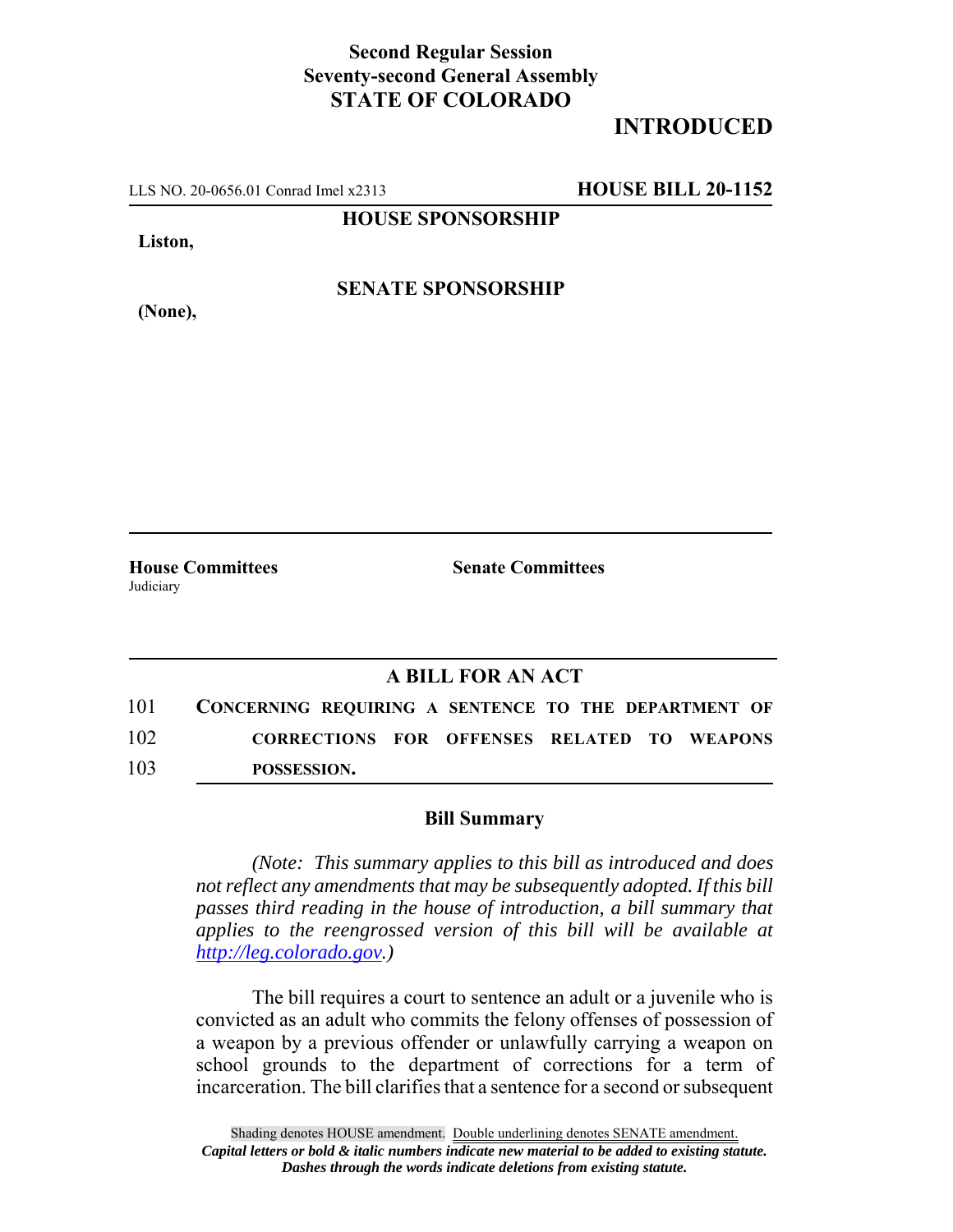**Second Regular Session**
**Seventy-second General Assembly**
**STATE OF COLORADO**

## INTRODUCTED

LLS NO. 20-0656.01 Conrad Imel x2313 **HOUSE BILL 20-1152**

**HOUSE SPONSORSHIP**

**Liston,**

**SENATE SPONSORSHIP**

**(None),**

**House Committees**
Judiciary

**Senate Committees**

## A BILL FOR AN ACT

101 **CONCERNING REQUIRING A SENTENCE TO THE DEPARTMENT OF**
102 **CORRECTIONS FOR OFFENSES RELATED TO WEAPONS**
103 **POSSESSION.**

### Bill Summary

*(Note: This summary applies to this bill as introduced and does not reflect any amendments that may be subsequently adopted. If this bill passes third reading in the house of introduction, a bill summary that applies to the reengrossed version of this bill will be available at http://leg.colorado.gov.)*

The bill requires a court to sentence an adult or a juvenile who is convicted as an adult who commits the felony offenses of possession of a weapon by a previous offender or unlawfully carrying a weapon on school grounds to the department of corrections for a term of incarceration. The bill clarifies that a sentence for a second or subsequent

Shading denotes HOUSE amendment. Double underlining denotes SENATE amendment.
*Capital letters or bold & italic numbers indicate new material to be added to existing statute.*
*Dashes through the words indicate deletions from existing statute.*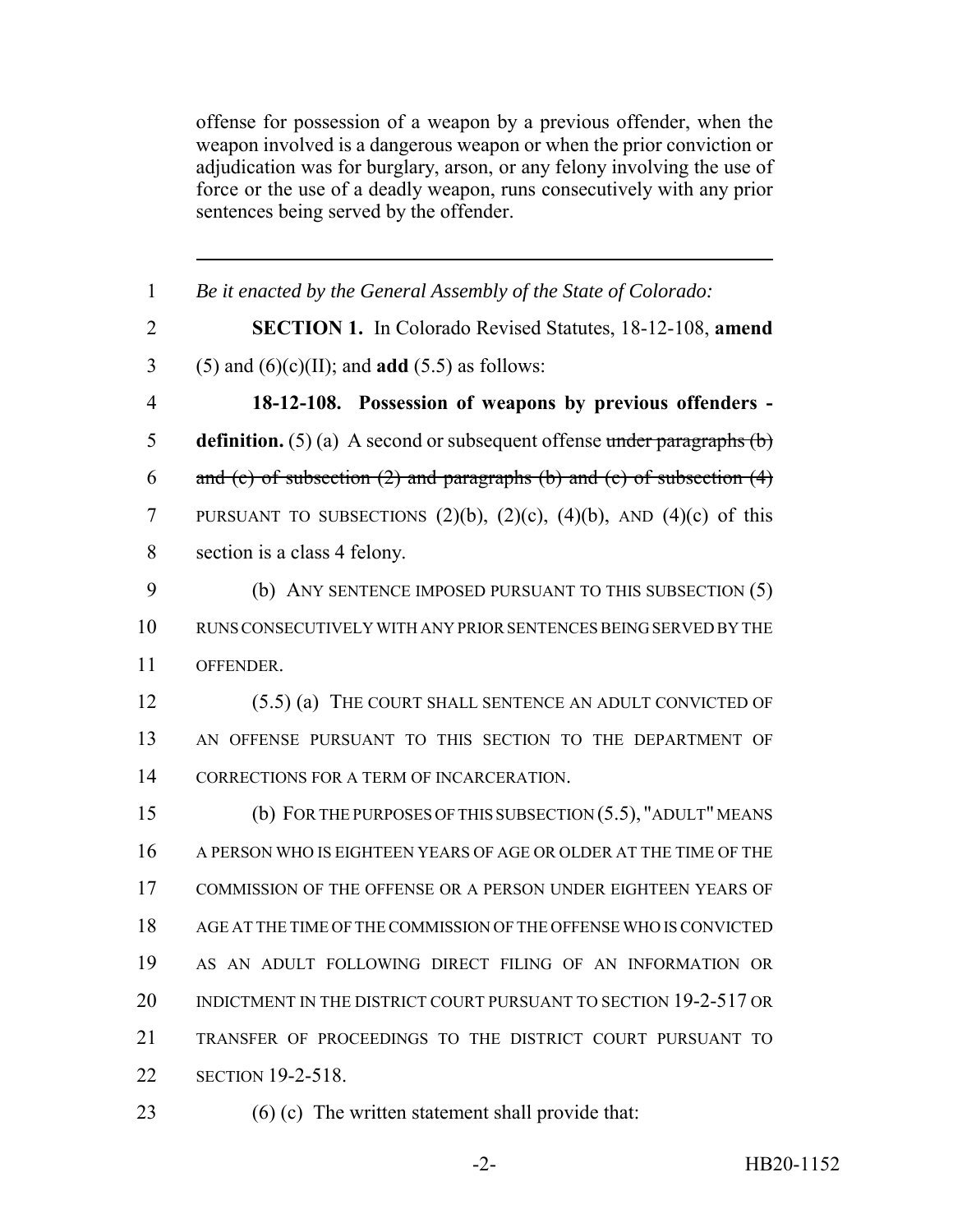offense for possession of a weapon by a previous offender, when the weapon involved is a dangerous weapon or when the prior conviction or adjudication was for burglary, arson, or any felony involving the use of force or the use of a deadly weapon, runs consecutively with any prior sentences being served by the offender.

---

1 *Be it enacted by the General Assembly of the State of Colorado:*

2 **SECTION 1.** In Colorado Revised Statutes, 18-12-108, **amend**
3 (5) and (6)(c)(II); and **add** (5.5) as follows:

4 **18-12-108. Possession of weapons by previous offenders -**
5 **definition.** (5) (a) A second or subsequent offense ~~under paragraphs (b)~~
6 ~~and (c) of subsection (2) and paragraphs (b) and (c) of subsection (4)~~
7 PURSUANT TO SUBSECTIONS (2)(b), (2)(c), (4)(b), AND (4)(c) of this
8 section is a class 4 felony.

9 (b) ANY SENTENCE IMPOSED PURSUANT TO THIS SUBSECTION (5)
10 RUNS CONSECUTIVELY WITH ANY PRIOR SENTENCES BEING SERVED BY THE
11 OFFENDER.

12 (5.5) (a) THE COURT SHALL SENTENCE AN ADULT CONVICTED OF
13 AN OFFENSE PURSUANT TO THIS SECTION TO THE DEPARTMENT OF
14 CORRECTIONS FOR A TERM OF INCARCERATION.

15 (b) FOR THE PURPOSES OF THIS SUBSECTION (5.5), "ADULT" MEANS
16 A PERSON WHO IS EIGHTEEN YEARS OF AGE OR OLDER AT THE TIME OF THE
17 COMMISSION OF THE OFFENSE OR A PERSON UNDER EIGHTEEN YEARS OF
18 AGE AT THE TIME OF THE COMMISSION OF THE OFFENSE WHO IS CONVICTED
19 AS AN ADULT FOLLOWING DIRECT FILING OF AN INFORMATION OR
20 INDICTMENT IN THE DISTRICT COURT PURSUANT TO SECTION 19-2-517 OR
21 TRANSFER OF PROCEEDINGS TO THE DISTRICT COURT PURSUANT TO
22 SECTION 19-2-518.

23 (6) (c) The written statement shall provide that: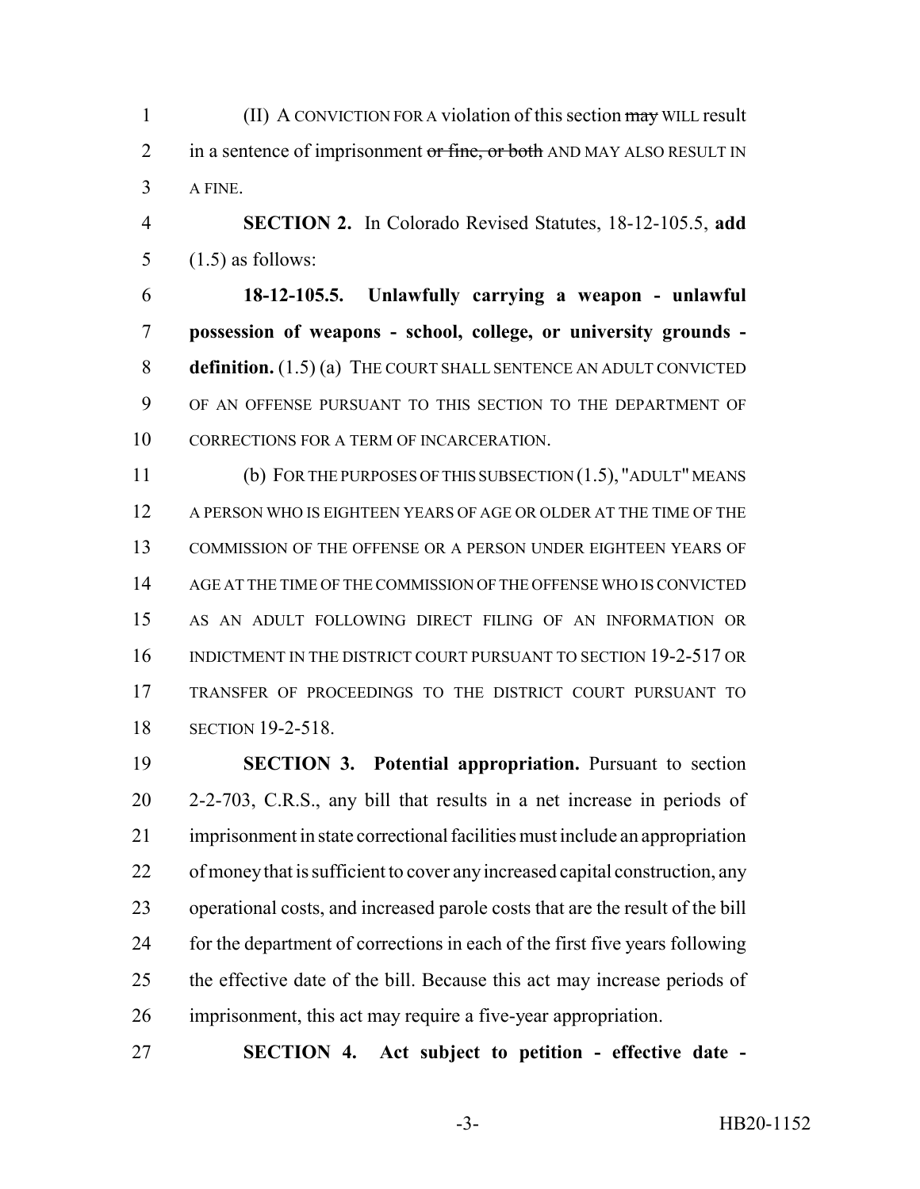(II) A CONVICTION FOR A violation of this section ~~may~~ WILL result in a sentence of imprisonment ~~or fine, or both~~ AND MAY ALSO RESULT IN A FINE.

**SECTION 2.** In Colorado Revised Statutes, 18-12-105.5, **add** (1.5) as follows:

**18-12-105.5. Unlawfully carrying a weapon - unlawful possession of weapons - school, college, or university grounds - definition.** (1.5) (a) THE COURT SHALL SENTENCE AN ADULT CONVICTED OF AN OFFENSE PURSUANT TO THIS SECTION TO THE DEPARTMENT OF CORRECTIONS FOR A TERM OF INCARCERATION.

(b) FOR THE PURPOSES OF THIS SUBSECTION (1.5), "ADULT" MEANS A PERSON WHO IS EIGHTEEN YEARS OF AGE OR OLDER AT THE TIME OF THE COMMISSION OF THE OFFENSE OR A PERSON UNDER EIGHTEEN YEARS OF AGE AT THE TIME OF THE COMMISSION OF THE OFFENSE WHO IS CONVICTED AS AN ADULT FOLLOWING DIRECT FILING OF AN INFORMATION OR INDICTMENT IN THE DISTRICT COURT PURSUANT TO SECTION 19-2-517 OR TRANSFER OF PROCEEDINGS TO THE DISTRICT COURT PURSUANT TO SECTION 19-2-518.

**SECTION 3. Potential appropriation.** Pursuant to section 2-2-703, C.R.S., any bill that results in a net increase in periods of imprisonment in state correctional facilities must include an appropriation of money that is sufficient to cover any increased capital construction, any operational costs, and increased parole costs that are the result of the bill for the department of corrections in each of the first five years following the effective date of the bill. Because this act may increase periods of imprisonment, this act may require a five-year appropriation.

**SECTION 4. Act subject to petition - effective date -**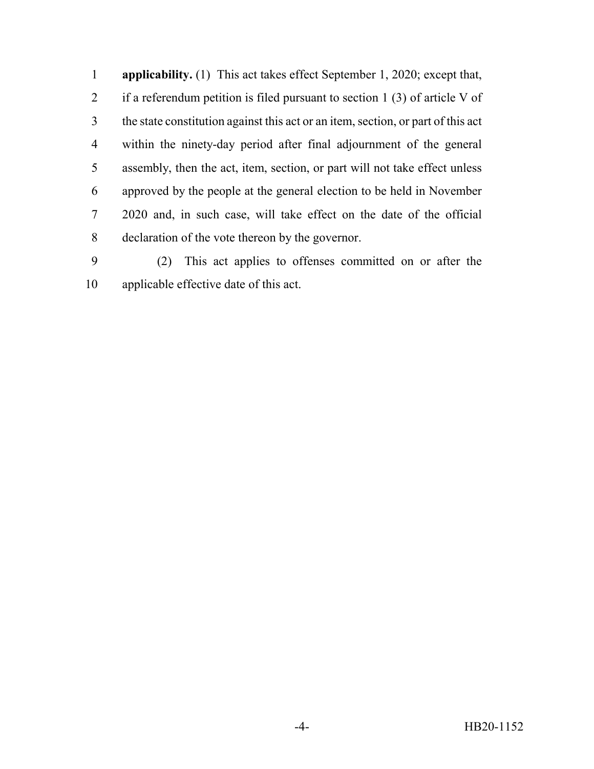**applicability.** (1) This act takes effect September 1, 2020; except that, if a referendum petition is filed pursuant to section 1 (3) of article V of the state constitution against this act or an item, section, or part of this act within the ninety-day period after final adjournment of the general assembly, then the act, item, section, or part will not take effect unless approved by the people at the general election to be held in November 2020 and, in such case, will take effect on the date of the official declaration of the vote thereon by the governor.

(2) This act applies to offenses committed on or after the applicable effective date of this act.